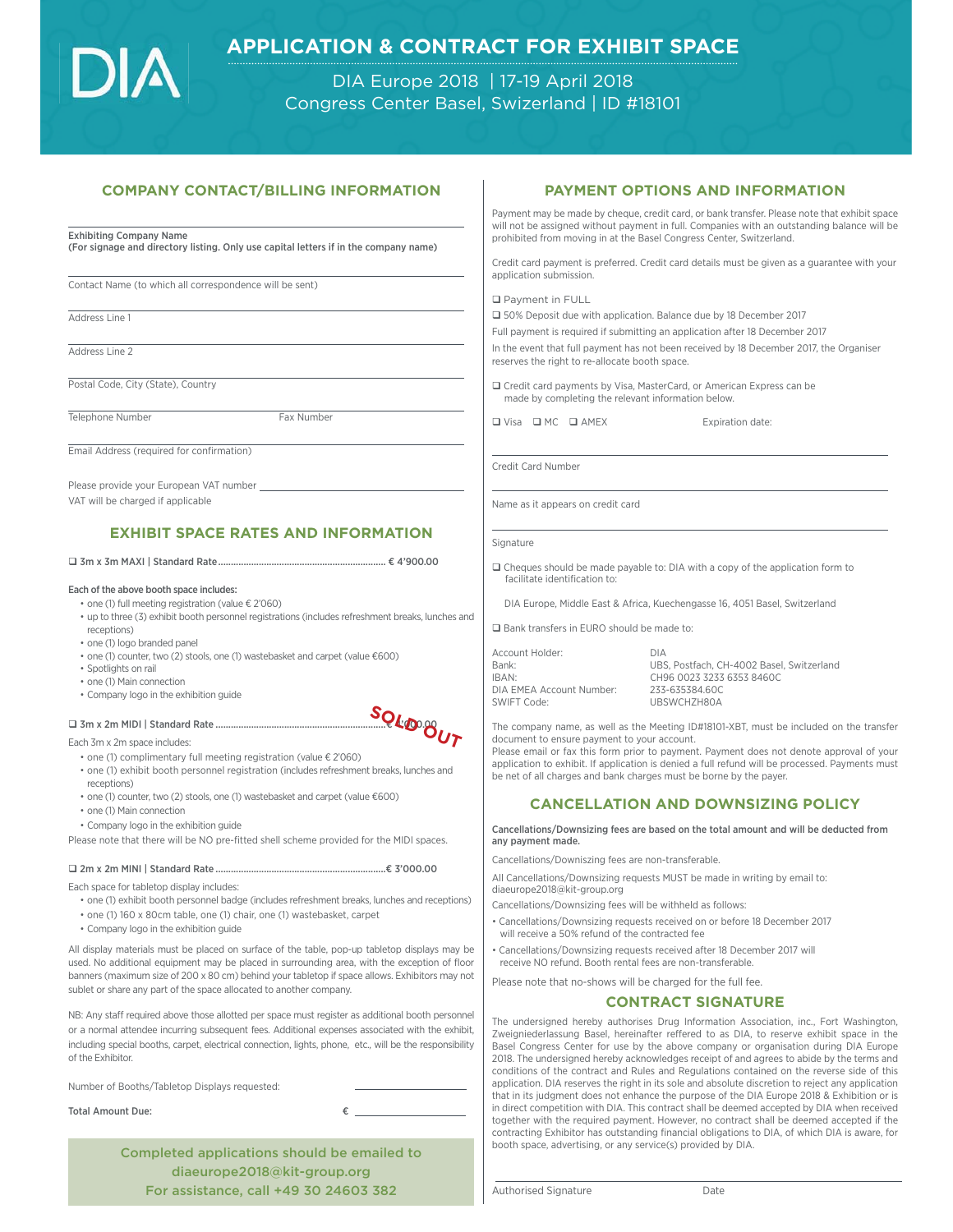# APPLICATION & CONTRACT FOR EXHIBIT SPACE

DIA Europe 2018 | 17-19 April 2018
Congress Center Basel, Swizerland | ID #18101

## COMPANY CONTACT/BILLING INFORMATION

Exhibiting Company Name
**(For signage and directory listing. Only use capital letters if in the company name)**

Contact Name (to which all correspondence will be sent)

Address Line 1

Address Line 2

Postal Code, City (State), Country

Telephone Number    Fax Number

Email Address (required for confirmation)

Please provide your European VAT number ______________________
VAT will be charged if applicable

## EXHIBIT SPACE RATES AND INFORMATION

❑ 3m x 3m MAXI | Standard Rate.................................................................. € 4'900.00

**Each of the above booth space includes:**

- one (1) full meeting registration (value € 2'060)
- up to three (3) exhibit booth personnel registrations (includes refreshment breaks, lunches and receptions)
- one (1) logo branded panel
- one (1) counter, two (2) stools, one (1) wastebasket and carpet (value €600)
- Spotlights on rail
- one (1) Main connection
- Company logo in the exhibition guide

❑ 3m x 2m MIDI | Standard Rate .................................................................. SOLD OUT

Each 3m x 2m space includes:

- one (1) complimentary full meeting registration (value € 2'060)
- one (1) exhibit booth personnel registration (includes refreshment breaks, lunches and receptions)
- one (1) counter, two (2) stools, one (1) wastebasket and carpet (value €600)
- one (1) Main connection
- Company logo in the exhibition guide

Please note that there will be NO pre-fitted shell scheme provided for the MIDI spaces.

❑ 2m x 2m MINI | Standard Rate ..................................................................€ 3'000.00

Each space for tabletop display includes:

- one (1) exhibit booth personnel badge (includes refreshment breaks, lunches and receptions)
- one (1) 160 x 80cm table, one (1) chair, one (1) wastebasket, carpet
- Company logo in the exhibition guide

All display materials must be placed on surface of the table, pop-up tabletop displays may be used. No additional equipment may be placed in surrounding area, with the exception of floor banners (maximum size of 200 x 80 cm) behind your tabletop if space allows. Exhibitors may not sublet or share any part of the space allocated to another company.

NB: Any staff required above those allotted per space must register as additional booth personnel or a normal attendee incurring subsequent fees. Additional expenses associated with the exhibit, including special booths, carpet, electrical connection, lights, phone, etc., will be the responsibility of the Exhibitor.

Number of Booths/Tabletop Displays requested: ______________

**Total Amount Due:** € ______________

Completed applications should be emailed to
diaeurope2018@kit-group.org
For assistance, call +49 30 24603 382

## PAYMENT OPTIONS AND INFORMATION

Payment may be made by cheque, credit card, or bank transfer. Please note that exhibit space will not be assigned without payment in full. Companies with an outstanding balance will be prohibited from moving in at the Basel Congress Center, Switzerland.

Credit card payment is preferred. Credit card details must be given as a guarantee with your application submission.

❑ Payment in FULL

❑ 50% Deposit due with application. Balance due by 18 December 2017

Full payment is required if submitting an application after 18 December 2017

In the event that full payment has not been received by 18 December 2017, the Organiser reserves the right to re-allocate booth space.

❑ Credit card payments by Visa, MasterCard, or American Express can be made by completing the relevant information below.

❑ Visa ❑ MC ❑ AMEX    Expiration date:

Credit Card Number

Name as it appears on credit card

Signature

❑ Cheques should be made payable to: DIA with a copy of the application form to facilitate identification to:

DIA Europe, Middle East & Africa, Kuechengasse 16, 4051 Basel, Switzerland

❑ Bank transfers in EURO should be made to:

| | |
|---|---|
| Account Holder: | DIA |
| Bank: | UBS, Postfach, CH-4002 Basel, Switzerland |
| IBAN: | CH96 0023 3233 6353 8460C |
| DIA EMEA Account Number: | 233-635384.60C |
| SWIFT Code: | UBSWCHZH80A |

The company name, as well as the Meeting ID#18101-XBT, must be included on the transfer document to ensure payment to your account.
Please email or fax this form prior to payment. Payment does not denote approval of your application to exhibit. If application is denied a full refund will be processed. Payments must be net of all charges and bank charges must be borne by the payer.

## CANCELLATION AND DOWNSIZING POLICY

**Cancellations/Downsizing fees are based on the total amount and will be deducted from any payment made.**

Cancellations/Downiszing fees are non-transferable.

All Cancellations/Downsizing requests MUST be made in writing by email to: diaeurope2018@kit-group.org

Cancellations/Downsizing fees will be withheld as follows:

- Cancellations/Downsizing requests received on or before 18 December 2017 will receive a 50% refund of the contracted fee
- Cancellations/Downsizing requests received after 18 December 2017 will receive NO refund. Booth rental fees are non-transferable.

Please note that no-shows will be charged for the full fee.

## CONTRACT SIGNATURE

The undersigned hereby authorises Drug Information Association, inc., Fort Washington, Zweigniederlassung Basel, hereinafter reffered to as DIA, to reserve exhibit space in the Basel Congress Center for use by the above company or organisation during DIA Europe 2018. The undersigned hereby acknowledges receipt of and agrees to abide by the terms and conditions of the contract and Rules and Regulations contained on the reverse side of this application. DIA reserves the right in its sole and absolute discretion to reject any application that in its judgment does not enhance the purpose of the DIA Europe 2018 & Exhibition or is in direct competition with DIA. This contract shall be deemed accepted by DIA when received together with the required payment. However, no contract shall be deemed accepted if the contracting Exhibitor has outstanding financial obligations to DIA, of which DIA is aware, for booth space, advertising, or any service(s) provided by DIA.

Authorised Signature    Date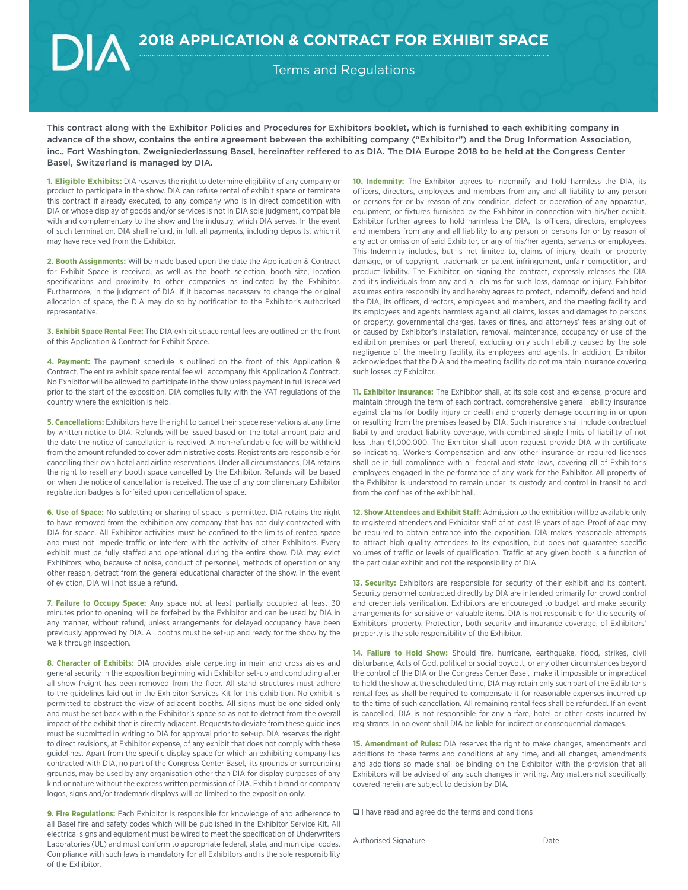# 2018 APPLICATION & CONTRACT FOR EXHIBIT SPACE

## Terms and Regulations

**This contract along with the Exhibitor Policies and Procedures for Exhibitors booklet, which is furnished to each exhibiting company in advance of the show, contains the entire agreement between the exhibiting company ("Exhibitor") and the Drug Information Association, inc., Fort Washington, Zweigniederlassung Basel, hereinafter reffered to as DIA. The DIA Europe 2018 to be held at the Congress Center Basel, Switzerland is managed by DIA.**

**1. Eligible Exhibits:** DIA reserves the right to determine eligibility of any company or product to participate in the show. DIA can refuse rental of exhibit space or terminate this contract if already executed, to any company who is in direct competition with DIA or whose display of goods and/or services is not in DIA sole judgment, compatible with and complementary to the show and the industry, which DIA serves. In the event of such termination, DIA shall refund, in full, all payments, including deposits, which it may have received from the Exhibitor.

**2. Booth Assignments:** Will be made based upon the date the Application & Contract for Exhibit Space is received, as well as the booth selection, booth size, location specifications and proximity to other companies as indicated by the Exhibitor. Furthermore, in the judgment of DIA, if it becomes necessary to change the original allocation of space, the DIA may do so by notification to the Exhibitor's authorised representative.

**3. Exhibit Space Rental Fee:** The DIA exhibit space rental fees are outlined on the front of this Application & Contract for Exhibit Space.

**4. Payment:** The payment schedule is outlined on the front of this Application & Contract. The entire exhibit space rental fee will accompany this Application & Contract. No Exhibitor will be allowed to participate in the show unless payment in full is received prior to the start of the exposition. DIA complies fully with the VAT regulations of the country where the exhibition is held.

**5. Cancellations:** Exhibitors have the right to cancel their space reservations at any time by written notice to DIA. Refunds will be issued based on the total amount paid and the date the notice of cancellation is received. A non-refundable fee will be withheld from the amount refunded to cover administrative costs. Registrants are responsible for cancelling their own hotel and airline reservations. Under all circumstances, DIA retains the right to resell any booth space cancelled by the Exhibitor. Refunds will be based on when the notice of cancellation is received. The use of any complimentary Exhibitor registration badges is forfeited upon cancellation of space.

**6. Use of Space:** No subletting or sharing of space is permitted. DIA retains the right to have removed from the exhibition any company that has not duly contracted with DIA for space. All Exhibitor activities must be confined to the limits of rented space and must not impede traffic or interfere with the activity of other Exhibitors. Every exhibit must be fully staffed and operational during the entire show. DIA may evict Exhibitors, who, because of noise, conduct of personnel, methods of operation or any other reason, detract from the general educational character of the show. In the event of eviction, DIA will not issue a refund.

**7. Failure to Occupy Space:** Any space not at least partially occupied at least 30 minutes prior to opening, will be forfeited by the Exhibitor and can be used by DIA in any manner, without refund, unless arrangements for delayed occupancy have been previously approved by DIA. All booths must be set-up and ready for the show by the walk through inspection.

**8. Character of Exhibits:** DIA provides aisle carpeting in main and cross aisles and general security in the exposition beginning with Exhibitor set-up and concluding after all show freight has been removed from the floor. All stand structures must adhere to the guidelines laid out in the Exhibitor Services Kit for this exhibition. No exhibit is permitted to obstruct the view of adjacent booths. All signs must be one sided only and must be set back within the Exhibitor's space so as not to detract from the overall impact of the exhibit that is directly adjacent. Requests to deviate from these guidelines must be submitted in writing to DIA for approval prior to set-up. DIA reserves the right to direct revisions, at Exhibitor expense, of any exhibit that does not comply with these guidelines. Apart from the specific display space for which an exhibiting company has contracted with DIA, no part of the Congress Center Basel, its grounds or surrounding grounds, may be used by any organisation other than DIA for display purposes of any kind or nature without the express written permission of DIA. Exhibit brand or company logos, signs and/or trademark displays will be limited to the exposition only.

**9. Fire Regulations:** Each Exhibitor is responsible for knowledge of and adherence to all Basel fire and safety codes which will be published in the Exhibitor Service Kit. All electrical signs and equipment must be wired to meet the specification of Underwriters Laboratories (UL) and must conform to appropriate federal, state, and municipal codes. Compliance with such laws is mandatory for all Exhibitors and is the sole responsibility of the Exhibitor.

**10. Indemnity:** The Exhibitor agrees to indemnify and hold harmless the DIA, its officers, directors, employees and members from any and all liability to any person or persons for or by reason of any condition, defect or operation of any apparatus, equipment, or fixtures furnished by the Exhibitor in connection with his/her exhibit. Exhibitor further agrees to hold harmless the DIA, its officers, directors, employees and members from any and all liability to any person or persons for or by reason of any act or omission of said Exhibitor, or any of his/her agents, servants or employees. This Indemnity includes, but is not limited to, claims of injury, death, or property damage, or of copyright, trademark or patent infringement, unfair competition, and product liability. The Exhibitor, on signing the contract, expressly releases the DIA and it's individuals from any and all claims for such loss, damage or injury. Exhibitor assumes entire responsibility and hereby agrees to protect, indemnify, defend and hold the DIA, its officers, directors, employees and members, and the meeting facility and its employees and agents harmless against all claims, losses and damages to persons or property, governmental charges, taxes or fines, and attorneys' fees arising out of or caused by Exhibitor's installation, removal, maintenance, occupancy or use of the exhibition premises or part thereof, excluding only such liability caused by the sole negligence of the meeting facility, its employees and agents. In addition, Exhibitor acknowledges that the DIA and the meeting facility do not maintain insurance covering such losses by Exhibitor.

**11. Exhibitor Insurance:** The Exhibitor shall, at its sole cost and expense, procure and maintain through the term of each contract, comprehensive general liability insurance against claims for bodily injury or death and property damage occurring in or upon or resulting from the premises leased by DIA. Such insurance shall include contractual liability and product liability coverage, with combined single limits of liability of not less than €1,000,000. The Exhibitor shall upon request provide DIA with certificate so indicating. Workers Compensation and any other insurance or required licenses shall be in full compliance with all federal and state laws, covering all of Exhibitor's employees engaged in the performance of any work for the Exhibitor. All property of the Exhibitor is understood to remain under its custody and control in transit to and from the confines of the exhibit hall.

**12. Show Attendees and Exhibit Staff:** Admission to the exhibition will be available only to registered attendees and Exhibitor staff of at least 18 years of age. Proof of age may be required to obtain entrance into the exposition. DIA makes reasonable attempts to attract high quality attendees to its exposition, but does not guarantee specific volumes of traffic or levels of qualification. Traffic at any given booth is a function of the particular exhibit and not the responsibility of DIA.

**13. Security:** Exhibitors are responsible for security of their exhibit and its content. Security personnel contracted directly by DIA are intended primarily for crowd control and credentials verification. Exhibitors are encouraged to budget and make security arrangements for sensitive or valuable items. DIA is not responsible for the security of Exhibitors' property. Protection, both security and insurance coverage, of Exhibitors' property is the sole responsibility of the Exhibitor.

**14. Failure to Hold Show:** Should fire, hurricane, earthquake, flood, strikes, civil disturbance, Acts of God, political or social boycott, or any other circumstances beyond the control of the DIA or the Congress Center Basel, make it impossible or impractical to hold the show at the scheduled time, DIA may retain only such part of the Exhibitor's rental fees as shall be required to compensate it for reasonable expenses incurred up to the time of such cancellation. All remaining rental fees shall be refunded. If an event is cancelled, DIA is not responsible for any airfare, hotel or other costs incurred by registrants. In no event shall DIA be liable for indirect or consequential damages.

**15. Amendment of Rules:** DIA reserves the right to make changes, amendments and additions to these terms and conditions at any time, and all changes, amendments and additions so made shall be binding on the Exhibitor with the provision that all Exhibitors will be advised of any such changes in writing. Any matters not specifically covered herein are subject to decision by DIA.

☐ I have read and agree do the terms and conditions

Authorised Signature          Date